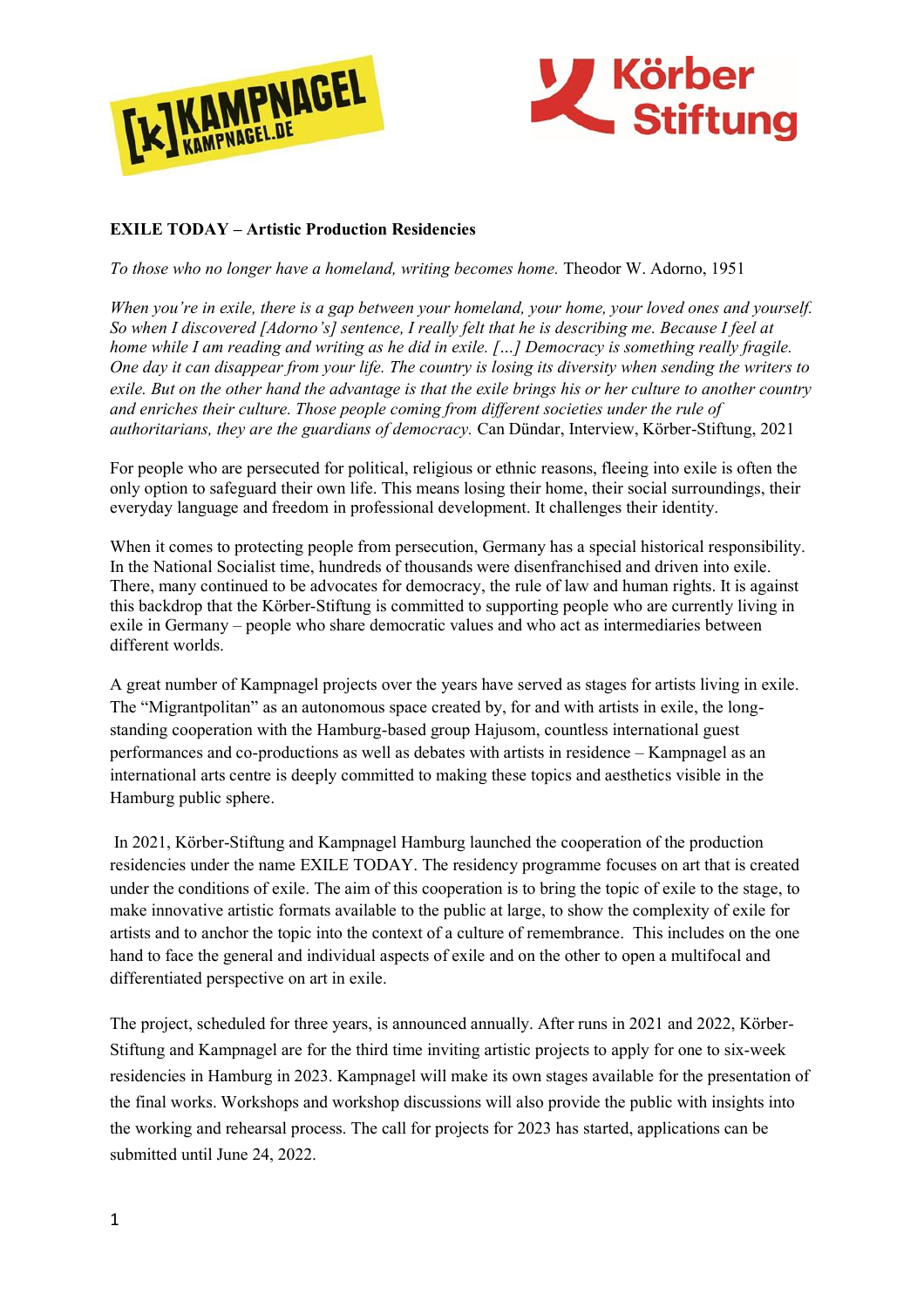**EXILE TODAY – Artistic Production Residencies**

*To those who no longer have a homeland, writing becomes home.* Theodor W. Adorno, 1951

*When you're in exile, there is a gap between your homeland, your home, your loved ones and yourself. So when I discovered [Adorno's] sentence, I really felt that he is describing me. Because I feel at home while I am reading and writing as he did in exile. […] Democracy is something really fragile. One day it can disappear from your life. The country is losing its diversity when sending the writers to exile. But on the other hand the advantage is that the exile brings his or her culture to another country and enriches their culture. Those people coming from different societies under the rule of authoritarians, they are the guardians of democracy.* Can Dündar, Interview, Körber-Stiftung, 2021

For people who are persecuted for political, religious or ethnic reasons, fleeing into exile is often the only option to safeguard their own life. This means losing their home, their social surroundings, their everyday language and freedom in professional development. It challenges their identity.

When it comes to protecting people from persecution, Germany has a special historical responsibility. In the National Socialist time, hundreds of thousands were disenfranchised and driven into exile. There, many continued to be advocates for democracy, the rule of law and human rights. It is against this backdrop that the Körber-Stiftung is committed to supporting people who are currently living in exile in Germany – people who share democratic values and who act as intermediaries between different worlds.

A great number of Kampnagel projects over the years have served as stages for artists living in exile. The "Migrantpolitan" as an autonomous space created by, for and with artists in exile, the long-standing cooperation with the Hamburg-based group Hajusom, countless international guest performances and co-productions as well as debates with artists in residence – Kampnagel as an international arts centre is deeply committed to making these topics and aesthetics visible in the Hamburg public sphere.

In 2021, Körber-Stiftung and Kampnagel Hamburg launched the cooperation of the production residencies under the name EXILE TODAY. The residency programme focuses on art that is created under the conditions of exile. The aim of this cooperation is to bring the topic of exile to the stage, to make innovative artistic formats available to the public at large, to show the complexity of exile for artists and to anchor the topic into the context of a culture of remembrance. This includes on the one hand to face the general and individual aspects of exile and on the other to open a multifocal and differentiated perspective on art in exile.

The project, scheduled for three years, is announced annually. After runs in 2021 and 2022, Körber-Stiftung and Kampnagel are for the third time inviting artistic projects to apply for one to six-week residencies in Hamburg in 2023. Kampnagel will make its own stages available for the presentation of the final works. Workshops and workshop discussions will also provide the public with insights into the working and rehearsal process. The call for projects for 2023 has started, applications can be submitted until June 24, 2022.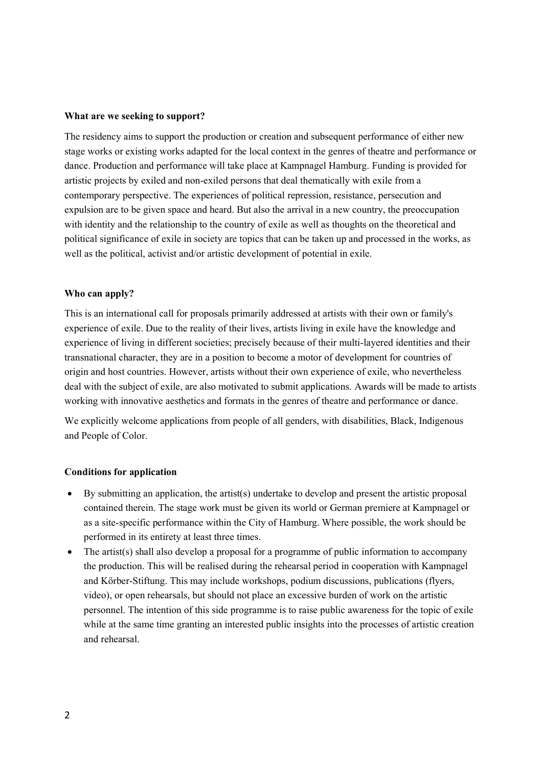**What are we seeking to support?**

The residency aims to support the production or creation and subsequent performance of either new stage works or existing works adapted for the local context in the genres of theatre and performance or dance. Production and performance will take place at Kampnagel Hamburg. Funding is provided for artistic projects by exiled and non-exiled persons that deal thematically with exile from a contemporary perspective. The experiences of political repression, resistance, persecution and expulsion are to be given space and heard. But also the arrival in a new country, the preoccupation with identity and the relationship to the country of exile as well as thoughts on the theoretical and political significance of exile in society are topics that can be taken up and processed in the works, as well as the political, activist and/or artistic development of potential in exile.

**Who can apply?**

This is an international call for proposals primarily addressed at artists with their own or family's experience of exile. Due to the reality of their lives, artists living in exile have the knowledge and experience of living in different societies; precisely because of their multi-layered identities and their transnational character, they are in a position to become a motor of development for countries of origin and host countries. However, artists without their own experience of exile, who nevertheless deal with the subject of exile, are also motivated to submit applications. Awards will be made to artists working with innovative aesthetics and formats in the genres of theatre and performance or dance.

We explicitly welcome applications from people of all genders, with disabilities, Black, Indigenous and People of Color.

**Conditions for application**

- By submitting an application, the artist(s) undertake to develop and present the artistic proposal contained therein. The stage work must be given its world or German premiere at Kampnagel or as a site-specific performance within the City of Hamburg. Where possible, the work should be performed in its entirety at least three times.
- The artist(s) shall also develop a proposal for a programme of public information to accompany the production. This will be realised during the rehearsal period in cooperation with Kampnagel and Körber-Stiftung. This may include workshops, podium discussions, publications (flyers, video), or open rehearsals, but should not place an excessive burden of work on the artistic personnel. The intention of this side programme is to raise public awareness for the topic of exile while at the same time granting an interested public insights into the processes of artistic creation and rehearsal.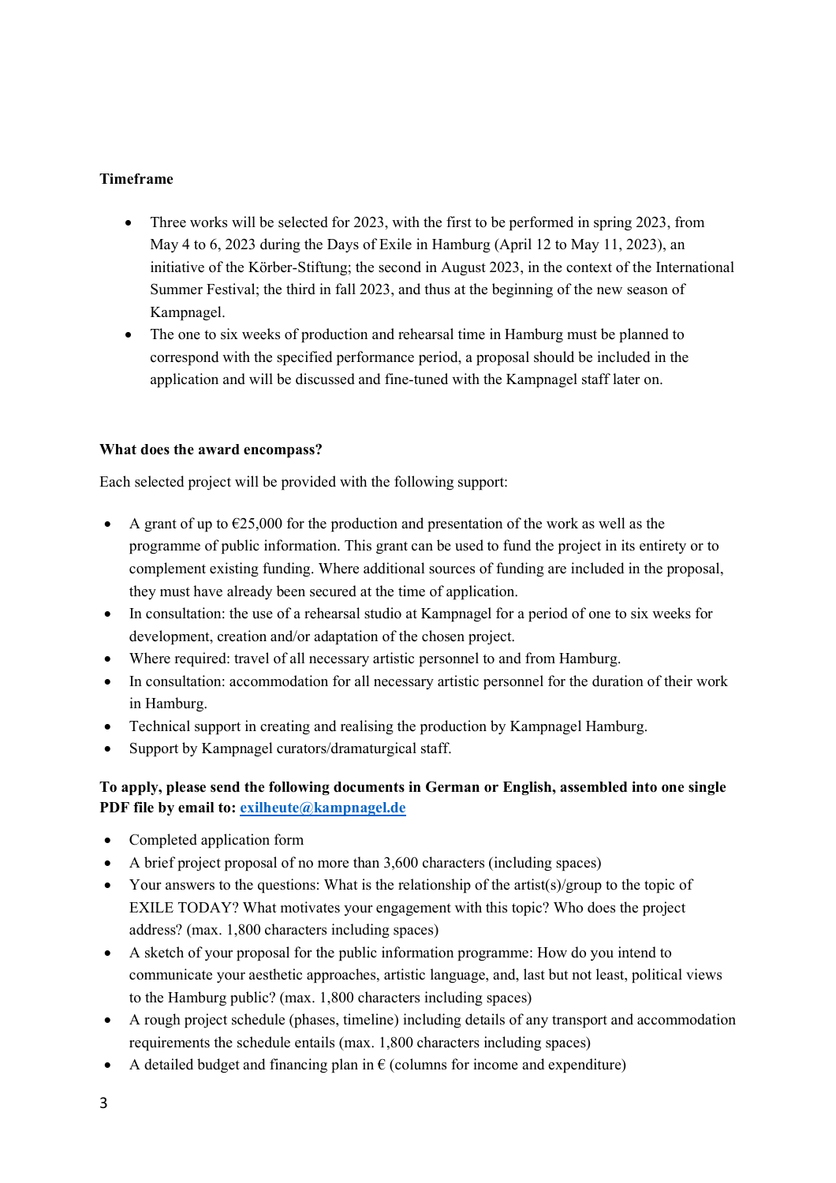**Timeframe**

- Three works will be selected for 2023, with the first to be performed in spring 2023, from May 4 to 6, 2023 during the Days of Exile in Hamburg (April 12 to May 11, 2023), an initiative of the Körber-Stiftung; the second in August 2023, in the context of the International Summer Festival; the third in fall 2023, and thus at the beginning of the new season of Kampnagel.
- The one to six weeks of production and rehearsal time in Hamburg must be planned to correspond with the specified performance period, a proposal should be included in the application and will be discussed and fine-tuned with the Kampnagel staff later on.

**What does the award encompass?**

Each selected project will be provided with the following support:

- A grant of up to €25,000 for the production and presentation of the work as well as the programme of public information. This grant can be used to fund the project in its entirety or to complement existing funding. Where additional sources of funding are included in the proposal, they must have already been secured at the time of application.
- In consultation: the use of a rehearsal studio at Kampnagel for a period of one to six weeks for development, creation and/or adaptation of the chosen project.
- Where required: travel of all necessary artistic personnel to and from Hamburg.
- In consultation: accommodation for all necessary artistic personnel for the duration of their work in Hamburg.
- Technical support in creating and realising the production by Kampnagel Hamburg.
- Support by Kampnagel curators/dramaturgical staff.

**To apply, please send the following documents in German or English, assembled into one single PDF file by email to: [exilheute@kampnagel.de](mailto:exilheute@kampnagel.de)**

- Completed application form
- A brief project proposal of no more than 3,600 characters (including spaces)
- Your answers to the questions: What is the relationship of the artist(s)/group to the topic of EXILE TODAY? What motivates your engagement with this topic? Who does the project address? (max. 1,800 characters including spaces)
- A sketch of your proposal for the public information programme: How do you intend to communicate your aesthetic approaches, artistic language, and, last but not least, political views to the Hamburg public? (max. 1,800 characters including spaces)
- A rough project schedule (phases, timeline) including details of any transport and accommodation requirements the schedule entails (max. 1,800 characters including spaces)
- A detailed budget and financing plan in € (columns for income and expenditure)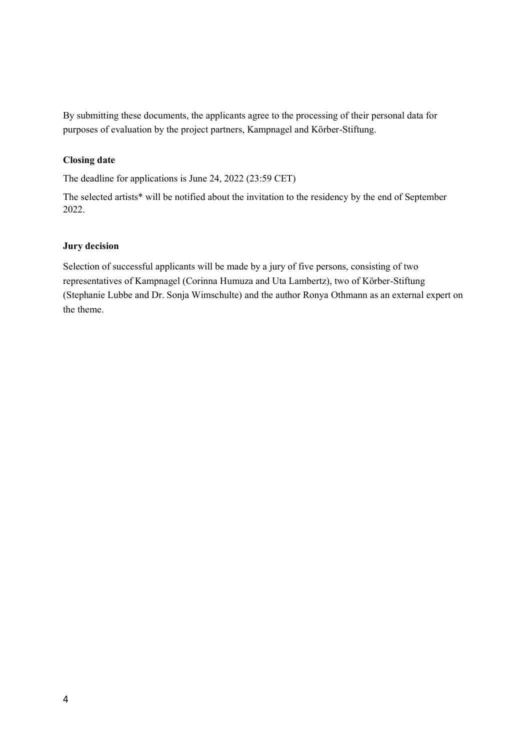By submitting these documents, the applicants agree to the processing of their personal data for purposes of evaluation by the project partners, Kampnagel and Körber-Stiftung.

**Closing date**

The deadline for applications is June 24, 2022 (23:59 CET)

The selected artists* will be notified about the invitation to the residency by the end of September 2022.

**Jury decision**

Selection of successful applicants will be made by a jury of five persons, consisting of two representatives of Kampnagel (Corinna Humuza and Uta Lambertz), two of Körber-Stiftung (Stephanie Lubbe and Dr. Sonja Wimschulte) and the author Ronya Othmann as an external expert on the theme.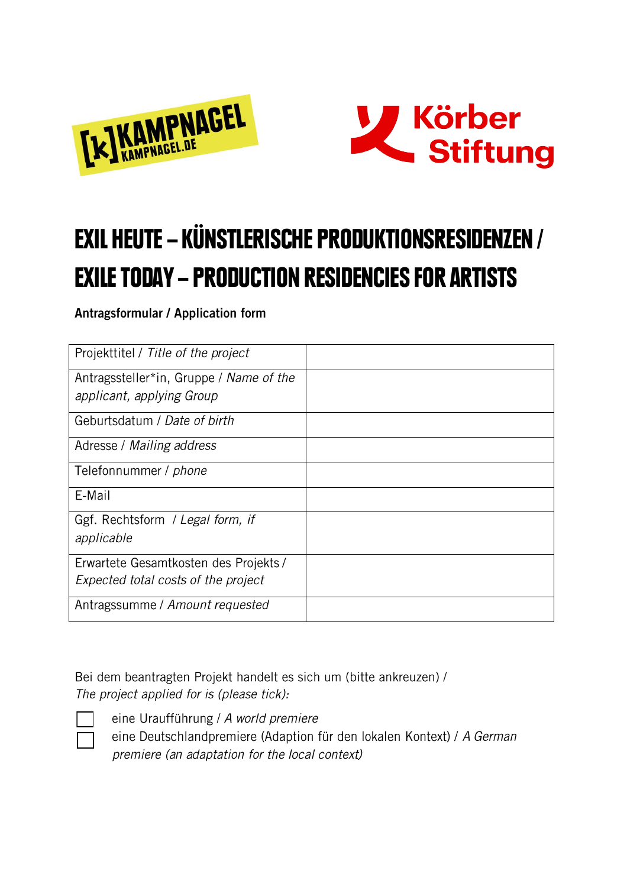# EXIL HEUTE – KÜNSTLERISCHE PRODUKTIONSRESIDENZEN / EXILE TODAY – PRODUCTION RESIDENCIES FOR ARTISTS

**Antragsformular / Application form**

| | |
|---|---|
| Projekttitel / *Title of the project* | |
| Antragssteller*in, Gruppe / *Name of the applicant, applying Group* | |
| Geburtsdatum / *Date of birth* | |
| Adresse / *Mailing address* | |
| Telefonnummer / *phone* | |
| E-Mail | |
| Ggf. Rechtsform / *Legal form, if applicable* | |
| Erwartete Gesamtkosten des Projekts / *Expected total costs of the project* | |
| Antragssumme / *Amount requested* | |

Bei dem beantragten Projekt handelt es sich um (bitte ankreuzen) /
*The project applied for is (please tick):*

- ☐ eine Uraufführung / *A world premiere*
- ☐ eine Deutschlandpremiere (Adaption für den lokalen Kontext) / *A German premiere (an adaptation for the local context)*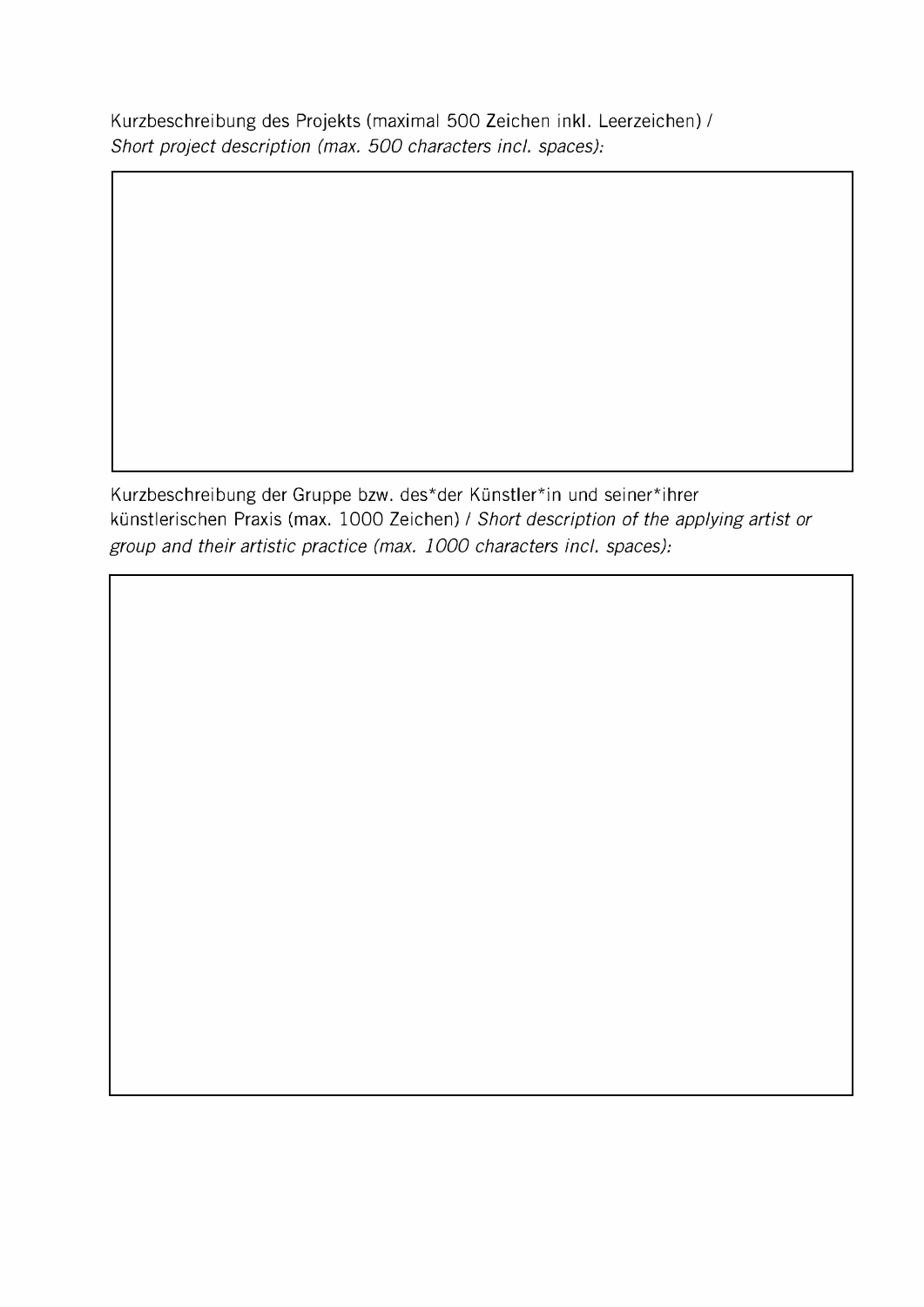Kurzbeschreibung des Projekts (maximal 500 Zeichen inkl. Leerzeichen) /
*Short project description (max. 500 characters incl. spaces):*

Kurzbeschreibung der Gruppe bzw. des*der Künstler*in und seiner*ihrer künstlerischen Praxis (max. 1000 Zeichen) / *Short description of the applying artist or group and their artistic practice (max. 1000 characters incl. spaces):*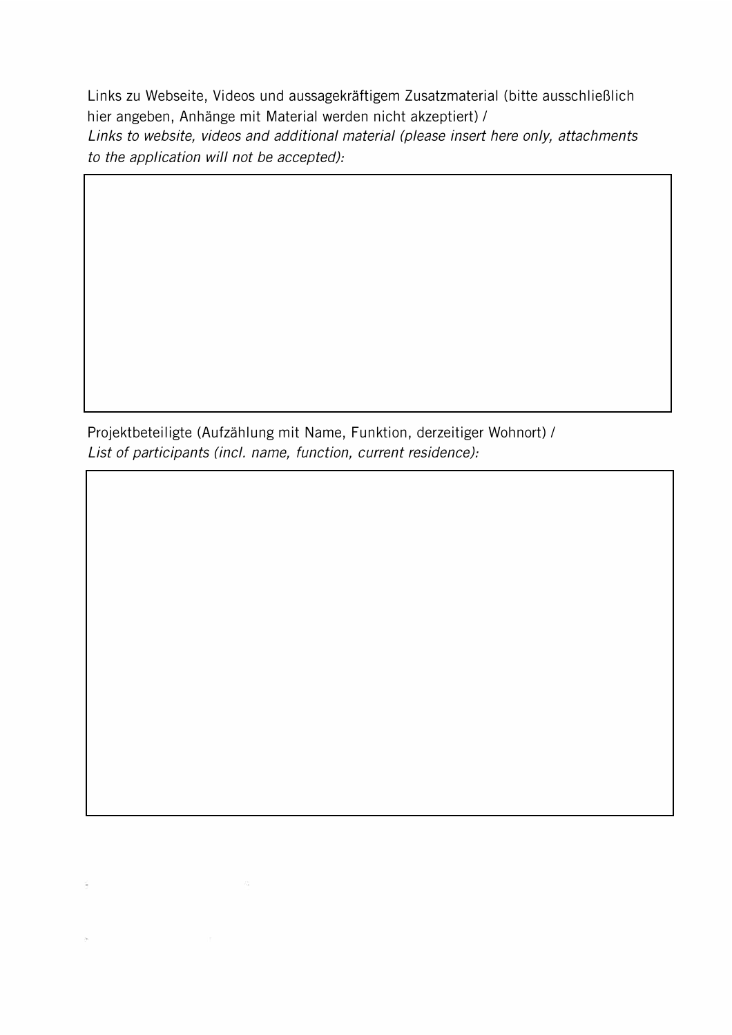Links zu Webseite, Videos und aussagekräftigem Zusatzmaterial (bitte ausschließlich hier angeben, Anhänge mit Material werden nicht akzeptiert) /
*Links to website, videos and additional material (please insert here only, attachments to the application will not be accepted):*

Projektbeteiligte (Aufzählung mit Name, Funktion, derzeitiger Wohnort) /
*List of participants (incl. name, function, current residence):*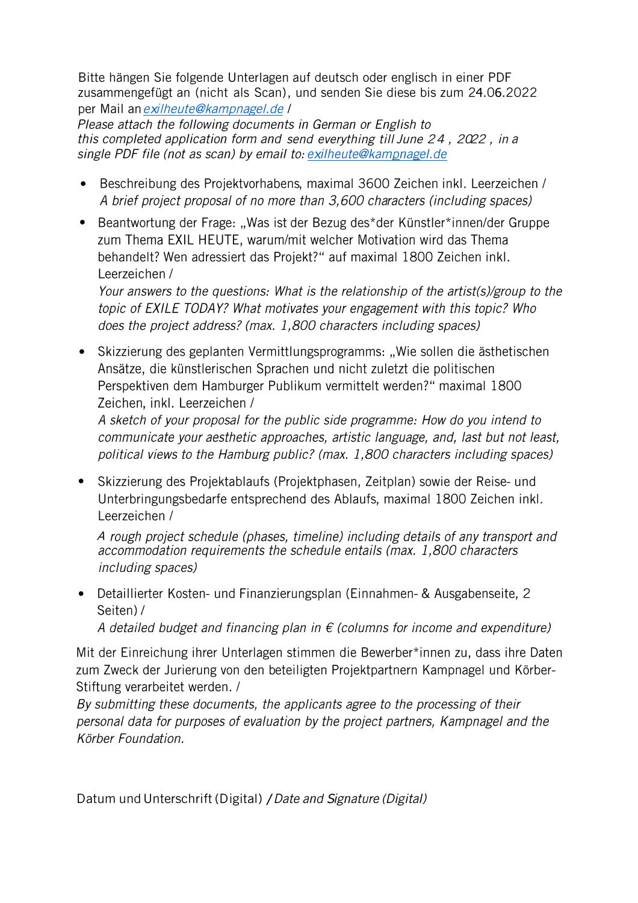Bitte hängen Sie folgende Unterlagen auf deutsch oder englisch in einer PDF zusammengefügt an (nicht als Scan), und senden Sie diese bis zum 24.06.2022 per Mail an *exilheute@kampnagel.de* /
*Please attach the following documents in German or English to this completed application form and send everything till June 24 , 2022 , in a single PDF file (not as scan) by email to: exilheute@kampnagel.de*

- Beschreibung des Projektvorhabens, maximal 3600 Zeichen inkl. Leerzeichen /
  *A brief project proposal of no more than 3,600 characters (including spaces)*
- Beantwortung der Frage: „Was ist der Bezug des*der Künstler*innen/der Gruppe zum Thema EXIL HEUTE, warum/mit welcher Motivation wird das Thema behandelt? Wen adressiert das Projekt?“ auf maximal 1800 Zeichen inkl. Leerzeichen /
  *Your answers to the questions: What is the relationship of the artist(s)/group to the topic of EXILE TODAY? What motivates your engagement with this topic? Who does the project address? (max. 1,800 characters including spaces)*
- Skizzierung des geplanten Vermittlungsprogramms: „Wie sollen die ästhetischen Ansätze, die künstlerischen Sprachen und nicht zuletzt die politischen Perspektiven dem Hamburger Publikum vermittelt werden?“ maximal 1800 Zeichen, inkl. Leerzeichen /
  *A sketch of your proposal for the public side programme: How do you intend to communicate your aesthetic approaches, artistic language, and, last but not least, political views to the Hamburg public? (max. 1,800 characters including spaces)*
- Skizzierung des Projektablaufs (Projektphasen, Zeitplan) sowie der Reise- und Unterbringungsbedarfe entsprechend des Ablaufs, maximal 1800 Zeichen inkl. Leerzeichen /
  *A rough project schedule (phases, timeline) including details of any transport and accommodation requirements the schedule entails (max. 1,800 characters including spaces)*
- Detaillierter Kosten- und Finanzierungsplan (Einnahmen- & Ausgabenseite, 2 Seiten) /
  *A detailed budget and financing plan in € (columns for income and expenditure)*

Mit der Einreichung ihrer Unterlagen stimmen die Bewerber*innen zu, dass ihre Daten zum Zweck der Jurierung von den beteiligten Projektpartnern Kampnagel und Körber-Stiftung verarbeitet werden. /
*By submitting these documents, the applicants agree to the processing of their personal data for purposes of evaluation by the project partners, Kampnagel and the Körber Foundation.*

Datum und Unterschrift (Digital) */ Date and Signature (Digital)*